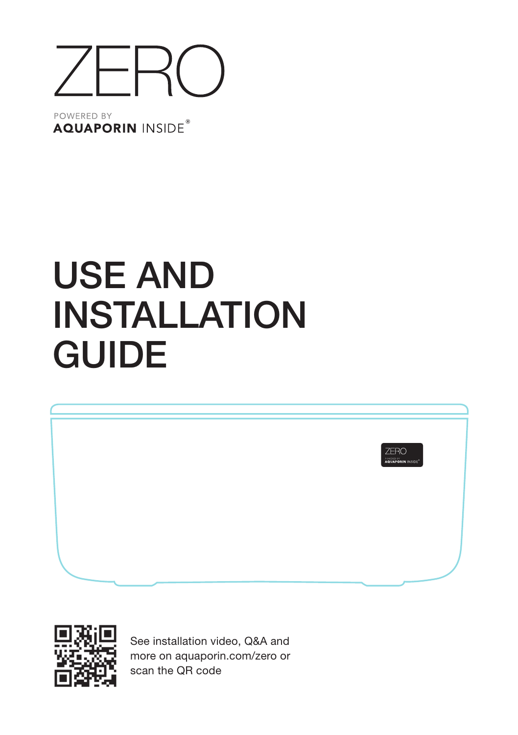# ZERO

POWERED BY
**AQUAPORIN** INSIDE®

# USE AND INSTALLATION GUIDE

ZERO
POWERED BY
AQUAPORIN INSIDE®

See installation video, Q&A and more on aquaporin.com/zero or scan the QR code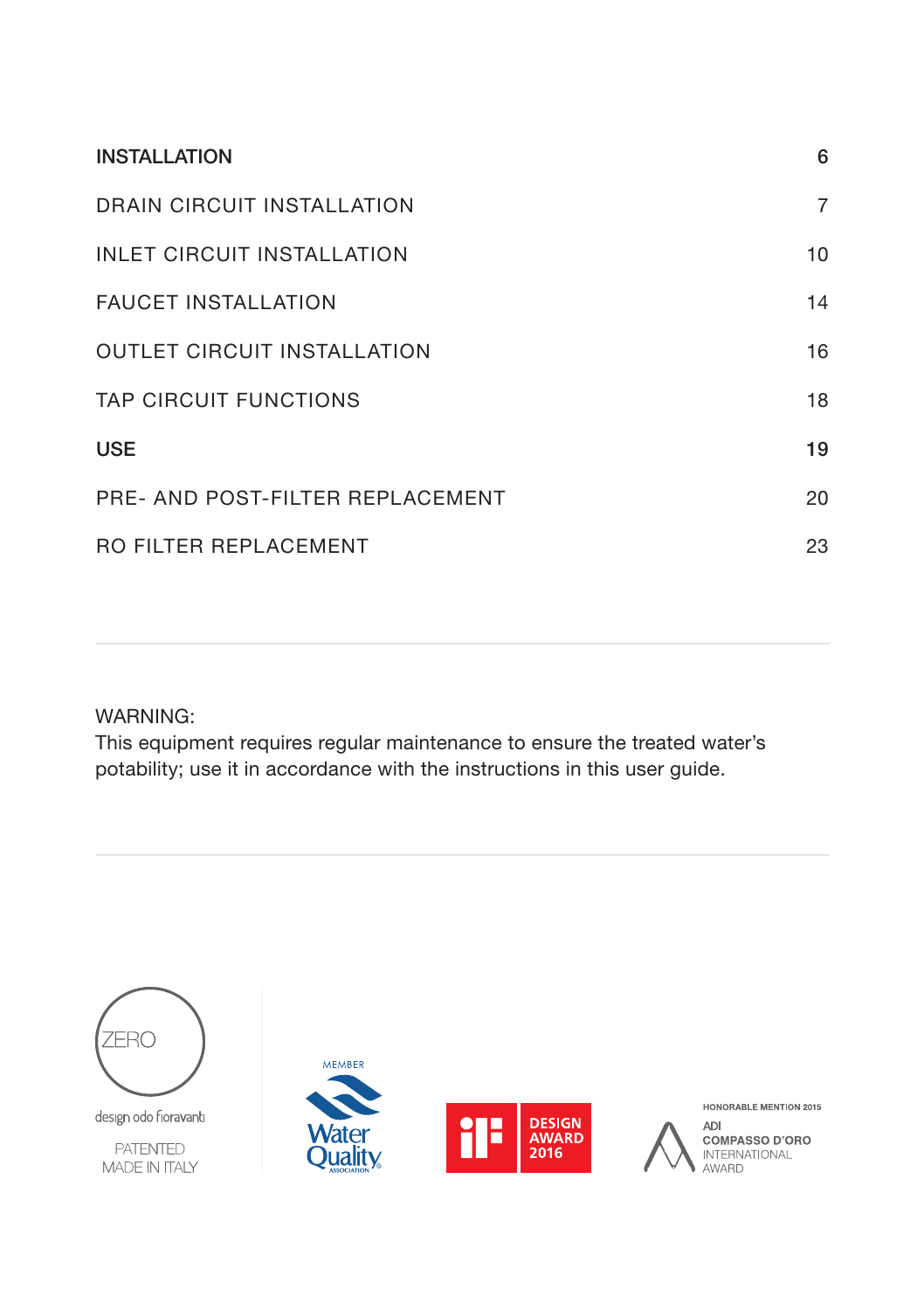| | |
|---|---|
| **INSTALLATION** | 6 |
| DRAIN CIRCUIT INSTALLATION | 7 |
| INLET CIRCUIT INSTALLATION | 10 |
| FAUCET INSTALLATION | 14 |
| OUTLET CIRCUIT INSTALLATION | 16 |
| TAP CIRCUIT FUNCTIONS | 18 |
| **USE** | 19 |
| PRE- AND POST-FILTER REPLACEMENT | 20 |
| RO FILTER REPLACEMENT | 23 |

---

WARNING:
This equipment requires regular maintenance to ensure the treated water's potability; use it in accordance with the instructions in this user guide.

---

ZERO

design odo fioravanti

PATENTED
MADE IN ITALY

MEMBER
Water Quality ASSOCIATION

DESIGN AWARD 2016

HONORABLE MENTION 2015
ADI
COMPASSO D'ORO
INTERNATIONAL
AWARD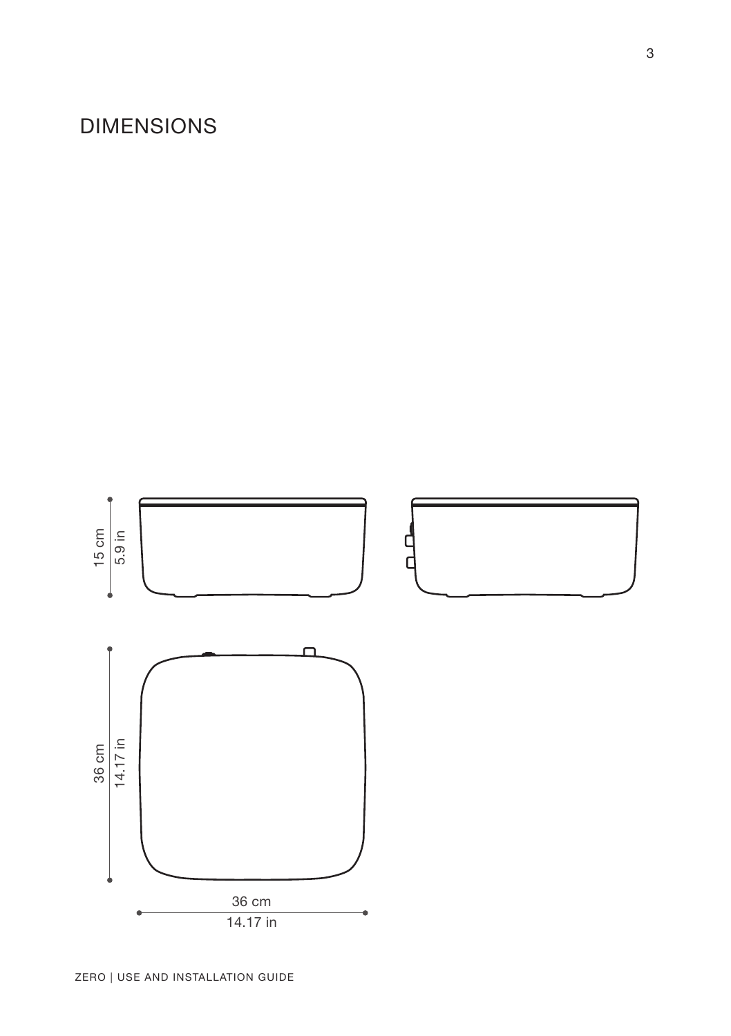# DIMENSIONS

15 cm
5.9 in

36 cm
14.17 in

36 cm
14.17 in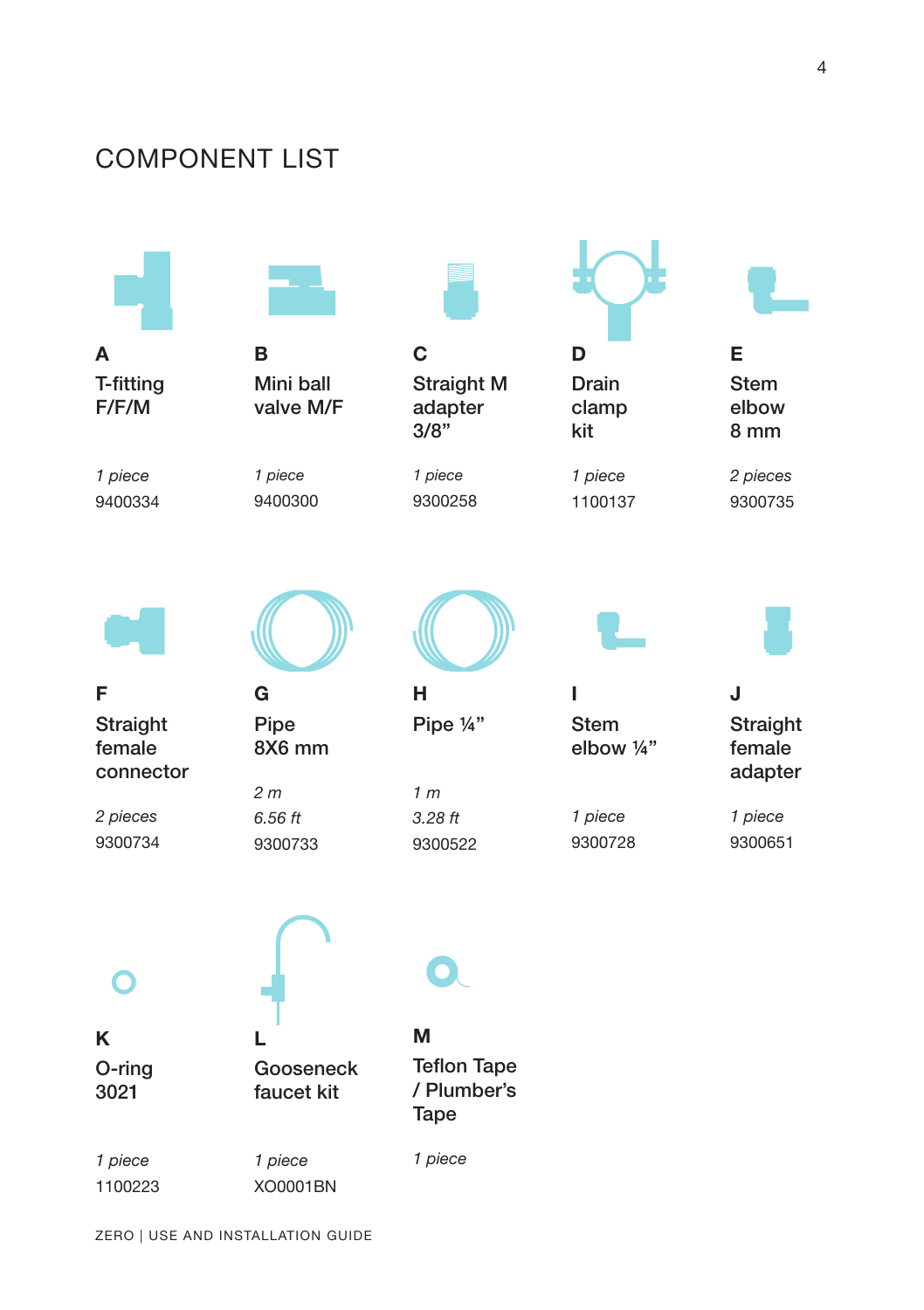# COMPONENT LIST

| | Component | Quantity | Part number |
|---|---|---|---|
| A | T-fitting F/F/M | *1 piece* | 9400334 |
| B | Mini ball valve M/F | *1 piece* | 9400300 |
| C | Straight M adapter 3/8” | *1 piece* | 9300258 |
| D | Drain clamp kit | *1 piece* | 1100137 |
| E | Stem elbow 8 mm | *2 pieces* | 9300735 |
| F | Straight female connector | *2 pieces* | 9300734 |
| G | Pipe 8X6 mm | *2 m* / *6.56 ft* | 9300733 |
| H | Pipe ¼” | *1 m* / *3.28 ft* | 9300522 |
| I | Stem elbow ¼” | *1 piece* | 9300728 |
| J | Straight female adapter | *1 piece* | 9300651 |
| K | O-ring 3021 | *1 piece* | 1100223 |
| L | Gooseneck faucet kit | *1 piece* | XO0001BN |
| M | Teflon Tape / Plumber’s Tape | *1 piece* | |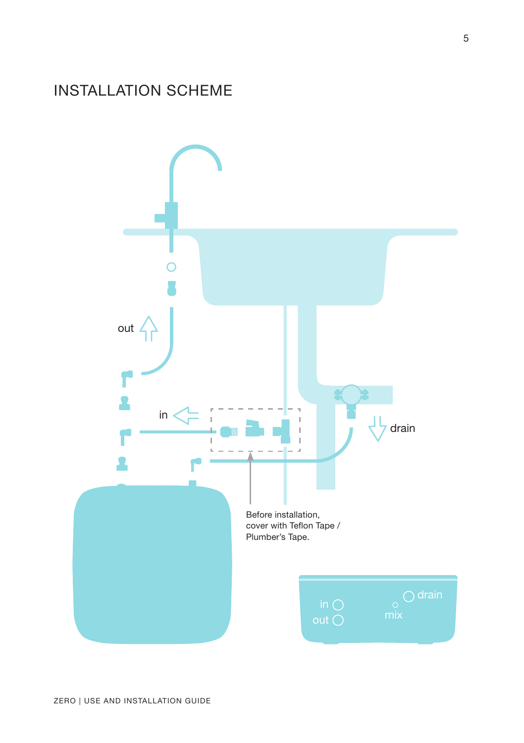# INSTALLATION SCHEME

out

in

drain

Before installation, cover with Teflon Tape / Plumber's Tape.

in

out

drain

mix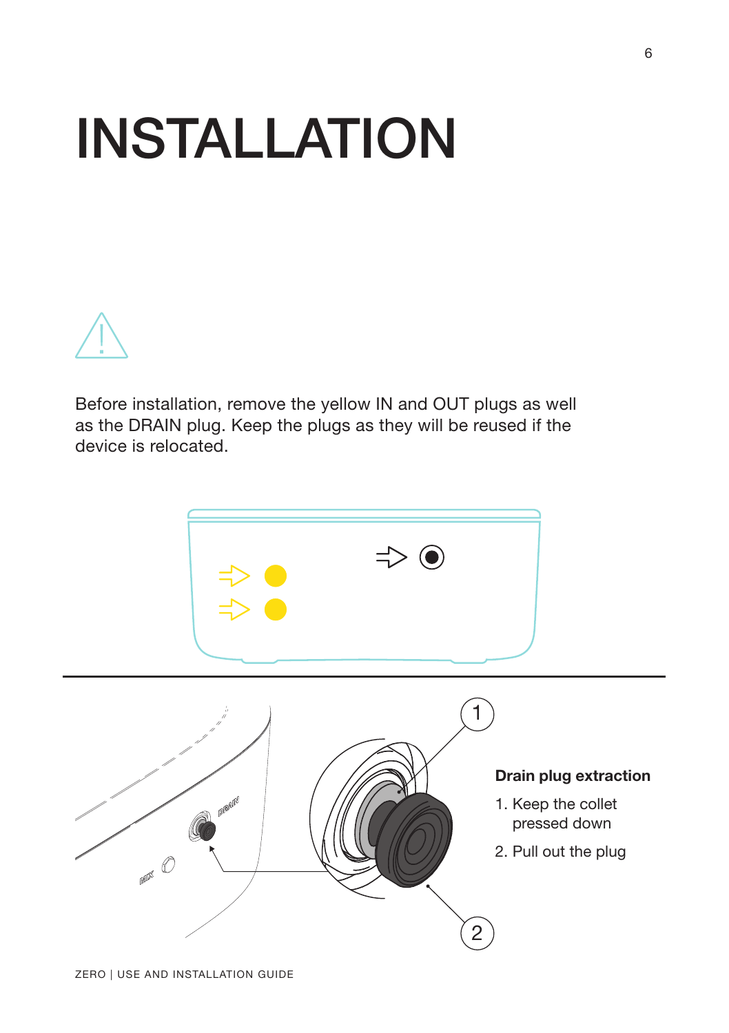# INSTALLATION

Before installation, remove the yellow IN and OUT plugs as well as the DRAIN plug. Keep the plugs as they will be reused if the device is relocated.

**Drain plug extraction**

1. Keep the collet pressed down
2. Pull out the plug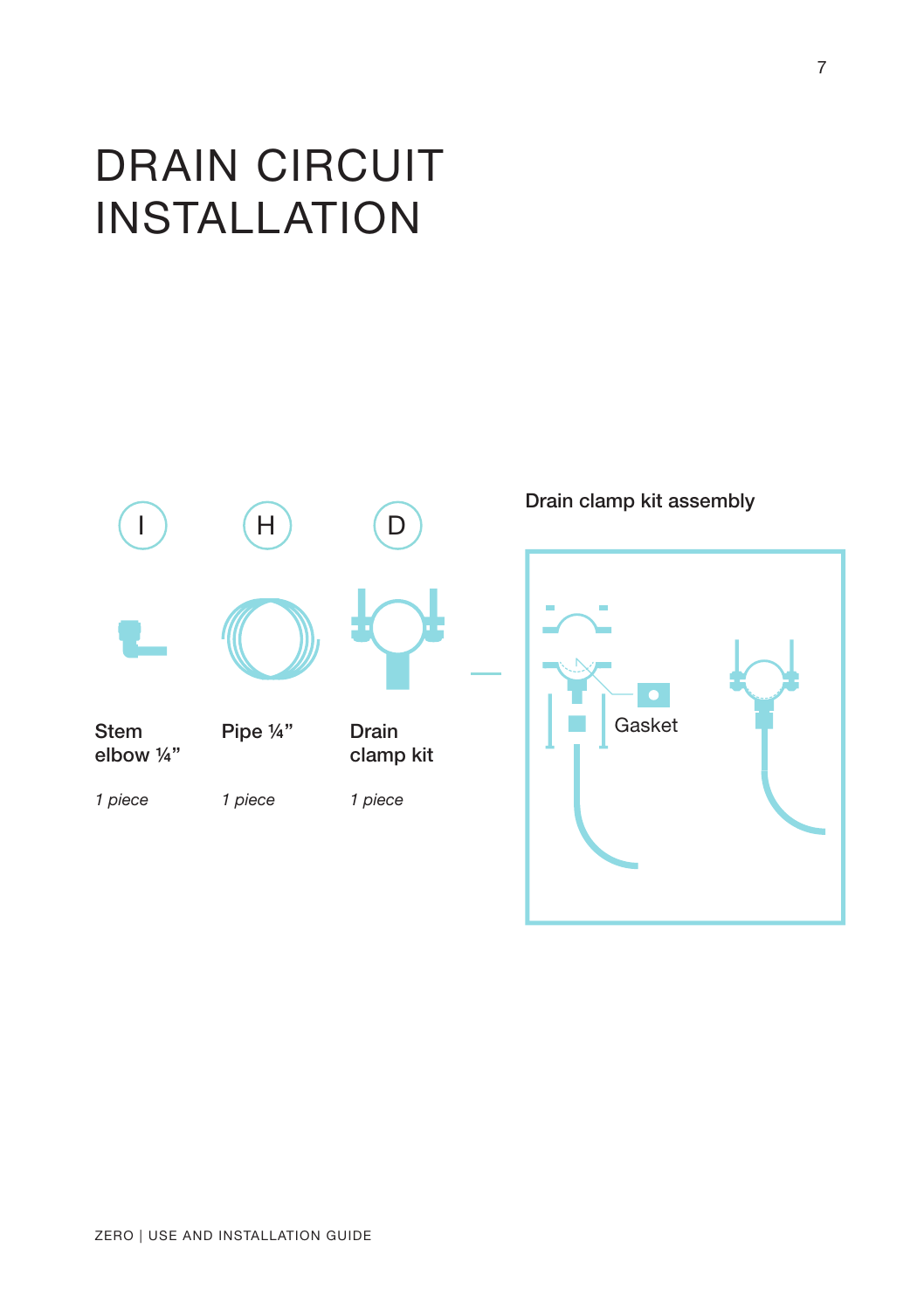# DRAIN CIRCUIT INSTALLATION

I

Stem elbow ¼”

*1 piece*

H

Pipe ¼”

*1 piece*

D

Drain clamp kit

*1 piece*

Drain clamp kit assembly

Gasket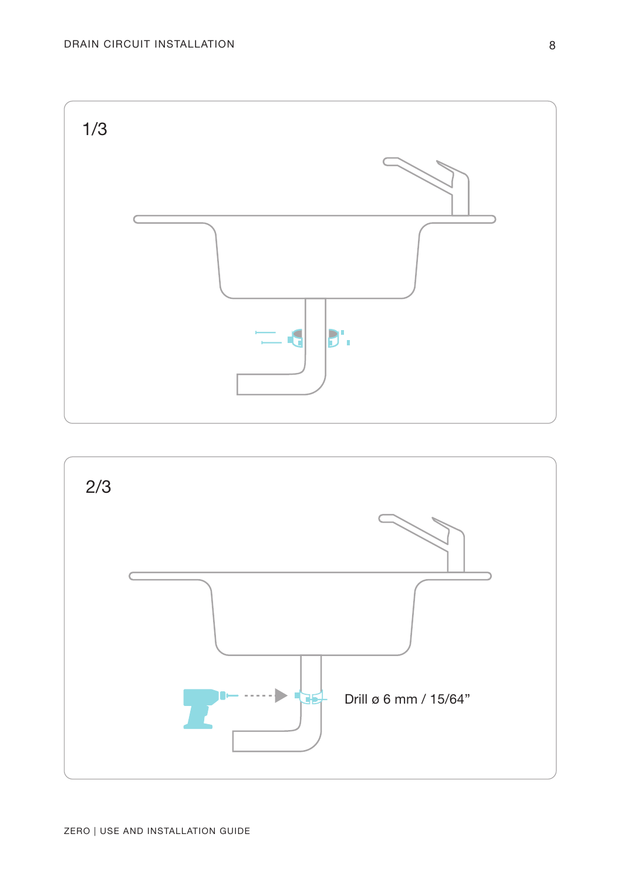1/3

2/3

Drill ø 6 mm / 15/64”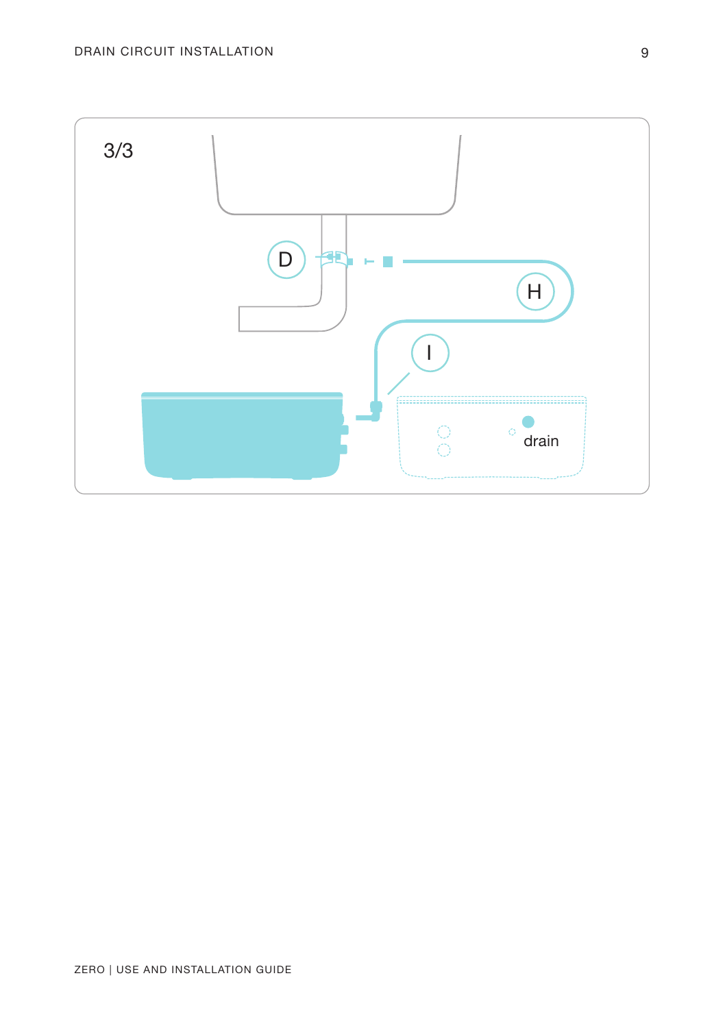3/3

D

H

I

drain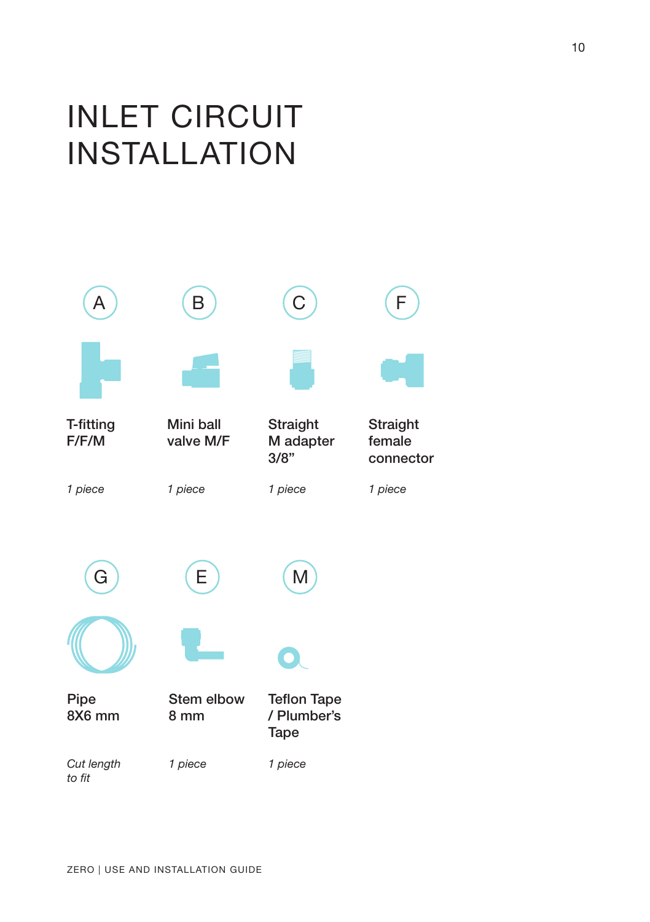# INLET CIRCUIT INSTALLATION

| | | | |
|---|---|---|---|
| A | B | C | F |
| T-fitting F/F/M | Mini ball valve M/F | Straight M adapter 3/8" | Straight female connector |
| *1 piece* | *1 piece* | *1 piece* | *1 piece* |

| | | |
|---|---|---|
| G | E | M |
| Pipe 8X6 mm | Stem elbow 8 mm | Teflon Tape / Plumber's Tape |
| *Cut length to fit* | *1 piece* | *1 piece* |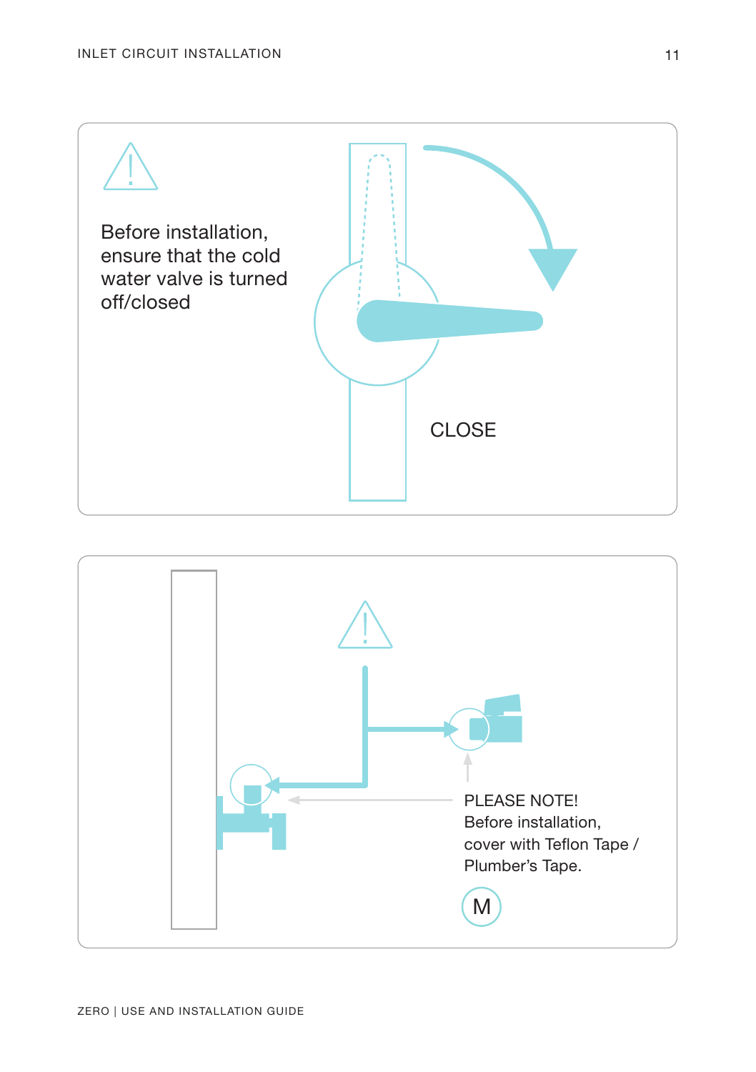Before installation, ensure that the cold water valve is turned off/closed

CLOSE

PLEASE NOTE!
Before installation, cover with Teflon Tape / Plumber's Tape.

M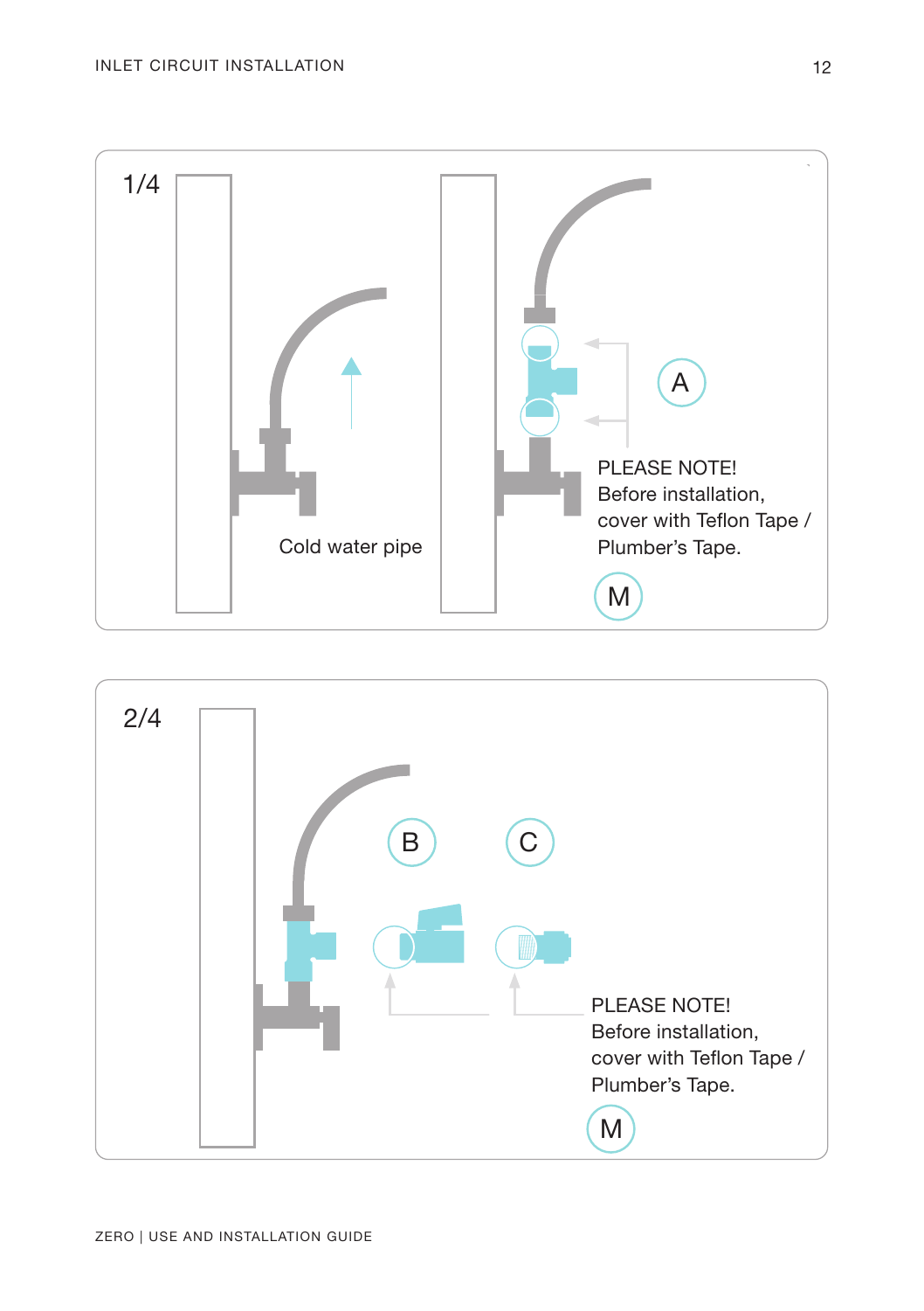1/4

Cold water pipe

A

PLEASE NOTE!
Before installation, cover with Teflon Tape / Plumber's Tape.

M

2/4

B

C

PLEASE NOTE!
Before installation, cover with Teflon Tape / Plumber's Tape.

M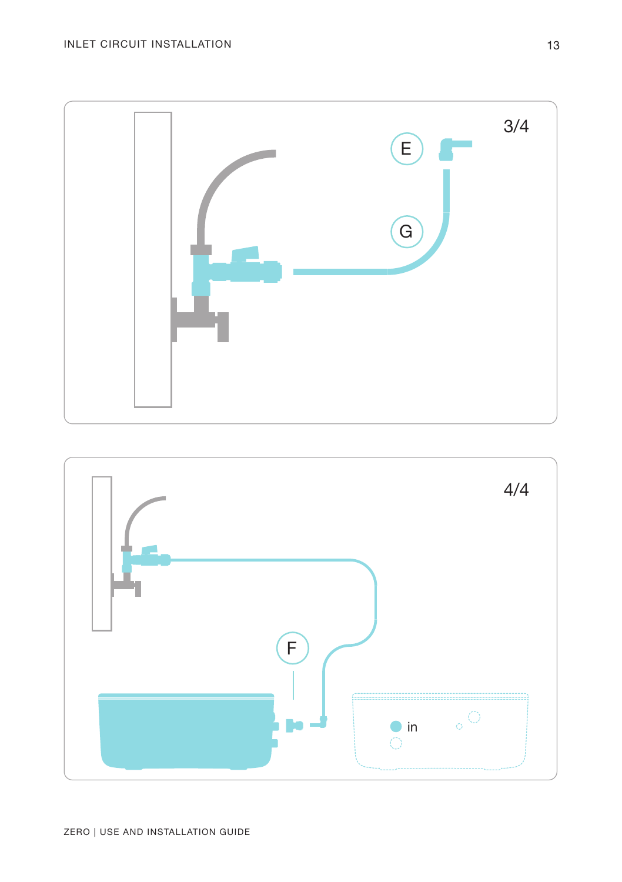3/4

E

G

4/4

F

in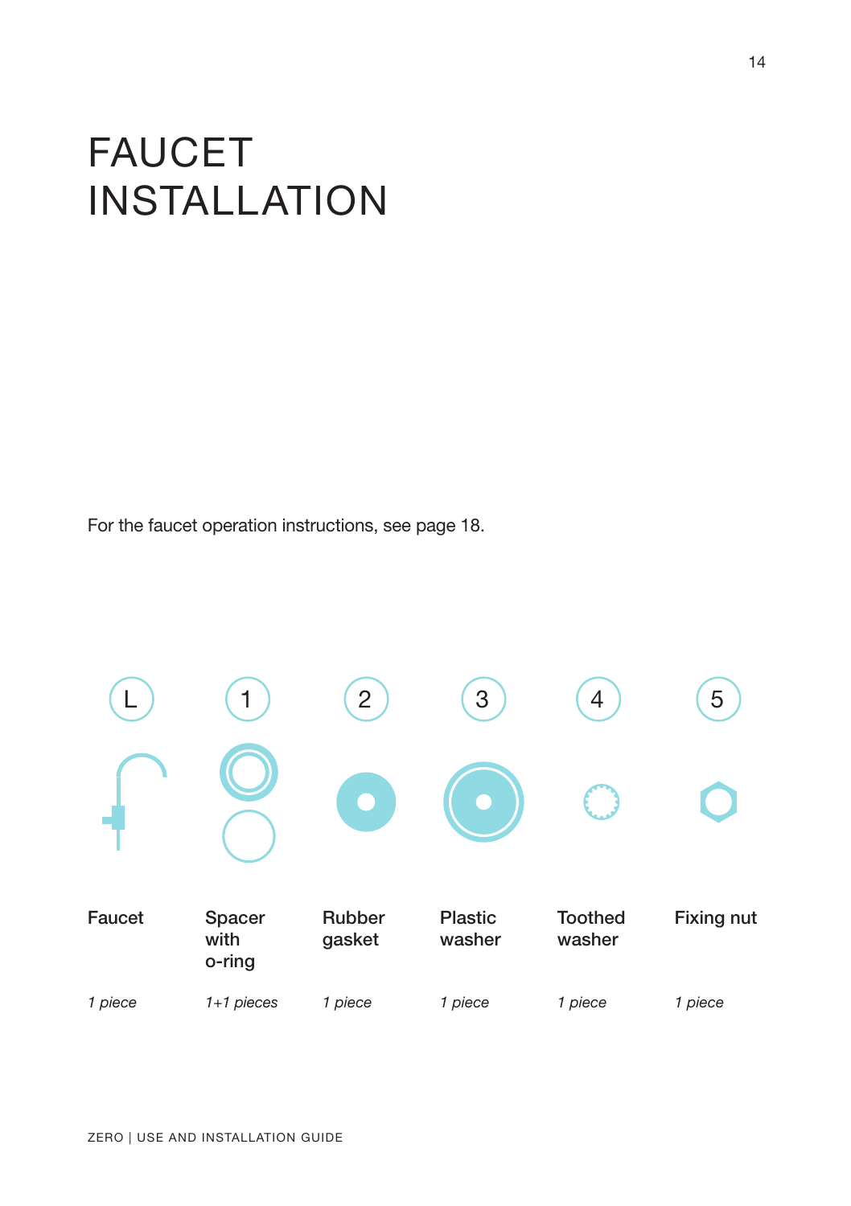# FAUCET INSTALLATION

For the faucet operation instructions, see page 18.

| L | 1 | 2 | 3 | 4 | 5 |
|---|---|---|---|---|---|
| Faucet | Spacer with o-ring | Rubber gasket | Plastic washer | Toothed washer | Fixing nut |
| *1 piece* | *1+1 pieces* | *1 piece* | *1 piece* | *1 piece* | *1 piece* |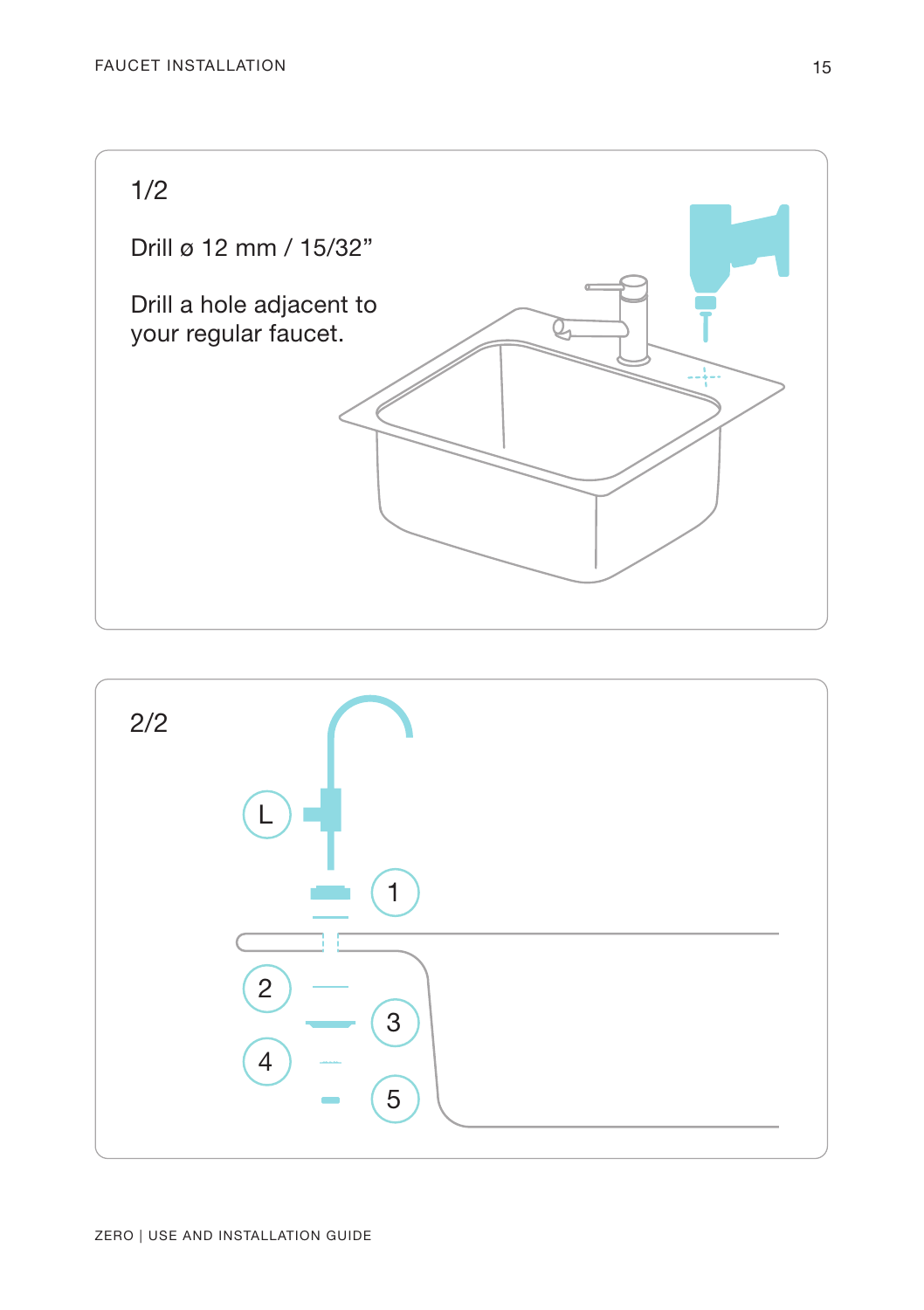1/2

Drill ø 12 mm / 15/32”

Drill a hole adjacent to your regular faucet.

2/2

L

1

2

3

4

5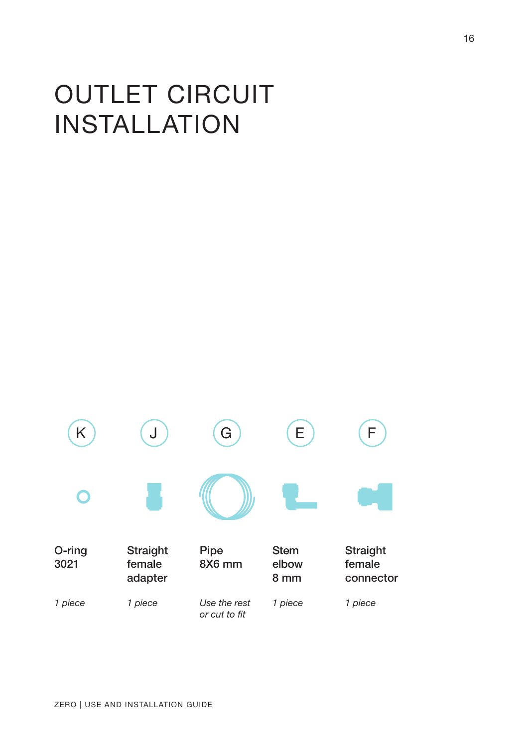# OUTLET CIRCUIT INSTALLATION

| K | J | G | E | F |
|---|---|---|---|---|
| O-ring 3021 | Straight female adapter | Pipe 8X6 mm | Stem elbow 8 mm | Straight female connector |
| *1 piece* | *1 piece* | *Use the rest or cut to fit* | *1 piece* | *1 piece* |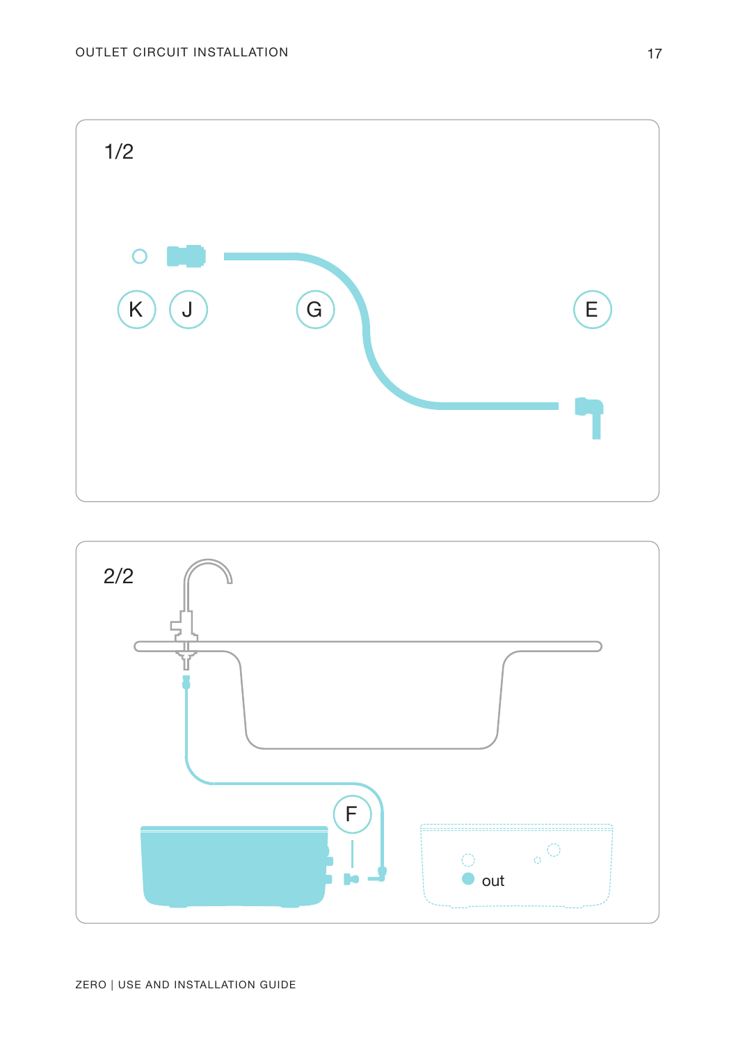1/2

K J G E

2/2

F

out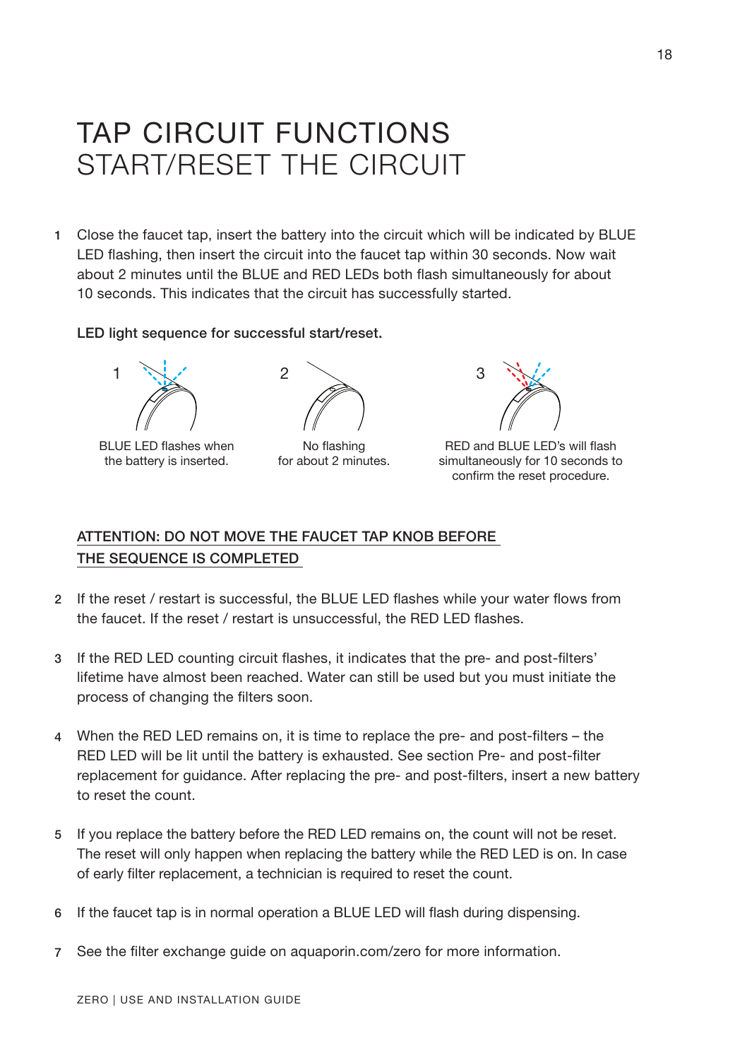# TAP CIRCUIT FUNCTIONS
## START/RESET THE CIRCUIT

1. Close the faucet tap, insert the battery into the circuit which will be indicated by BLUE LED flashing, then insert the circuit into the faucet tap within 30 seconds. Now wait about 2 minutes until the BLUE and RED LEDs both flash simultaneously for about 10 seconds. This indicates that the circuit has successfully started.

**LED light sequence for successful start/reset.**

1 — BLUE LED flashes when the battery is inserted.

2 — No flashing for about 2 minutes.

3 — RED and BLUE LED's will flash simultaneously for 10 seconds to confirm the reset procedure.

**ATTENTION: DO NOT MOVE THE FAUCET TAP KNOB BEFORE THE SEQUENCE IS COMPLETED**

2. If the reset / restart is successful, the BLUE LED flashes while your water flows from the faucet. If the reset / restart is unsuccessful, the RED LED flashes.

3. If the RED LED counting circuit flashes, it indicates that the pre- and post-filters' lifetime have almost been reached. Water can still be used but you must initiate the process of changing the filters soon.

4. When the RED LED remains on, it is time to replace the pre- and post-filters – the RED LED will be lit until the battery is exhausted. See section Pre- and post-filter replacement for guidance. After replacing the pre- and post-filters, insert a new battery to reset the count.

5. If you replace the battery before the RED LED remains on, the count will not be reset. The reset will only happen when replacing the battery while the RED LED is on. In case of early filter replacement, a technician is required to reset the count.

6. If the faucet tap is in normal operation a BLUE LED will flash during dispensing.

7. See the filter exchange guide on aquaporin.com/zero for more information.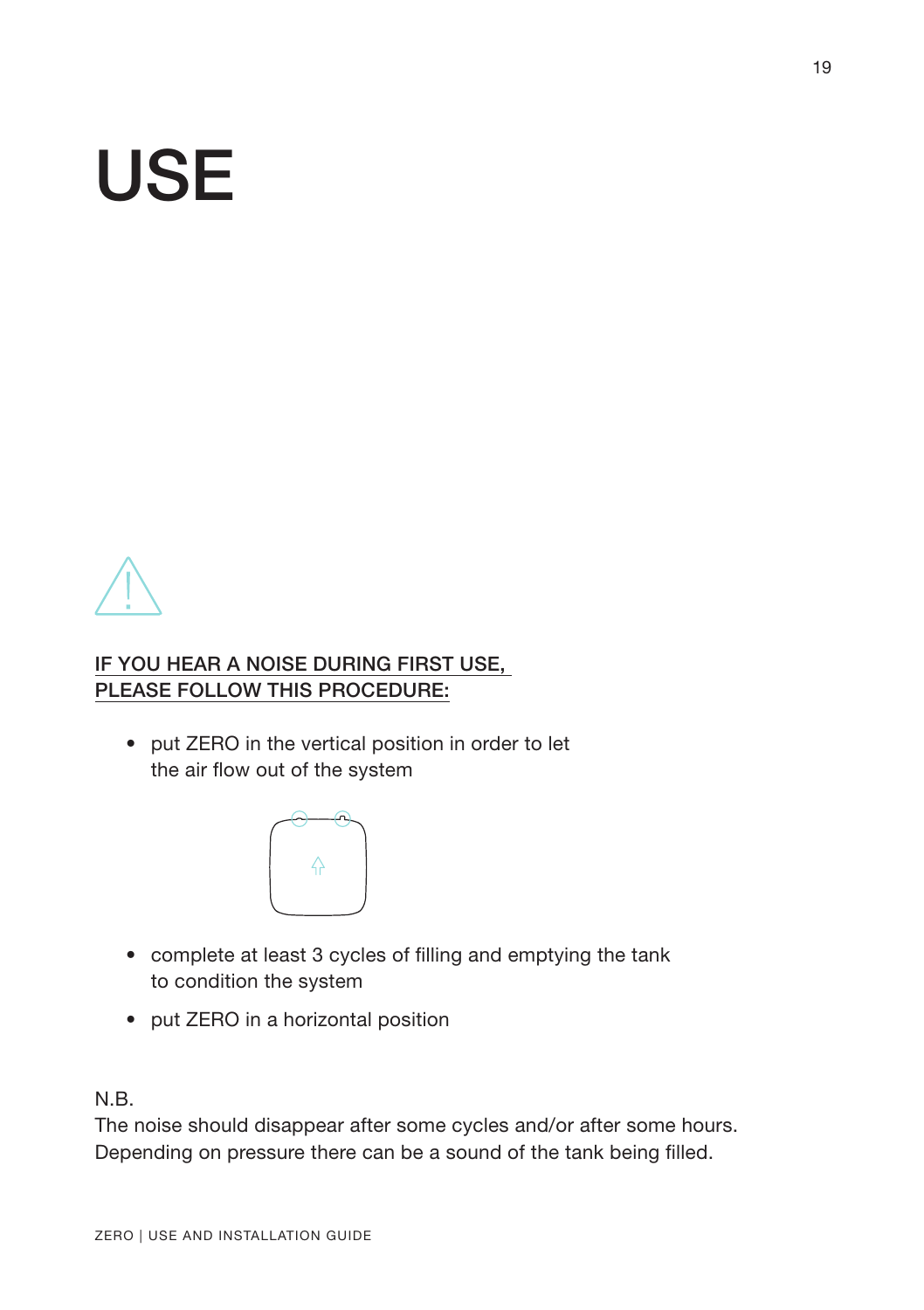# USE

**IF YOU HEAR A NOISE DURING FIRST USE, PLEASE FOLLOW THIS PROCEDURE:**

- put ZERO in the vertical position in order to let the air flow out of the system
- complete at least 3 cycles of filling and emptying the tank to condition the system
- put ZERO in a horizontal position

N.B.
The noise should disappear after some cycles and/or after some hours. Depending on pressure there can be a sound of the tank being filled.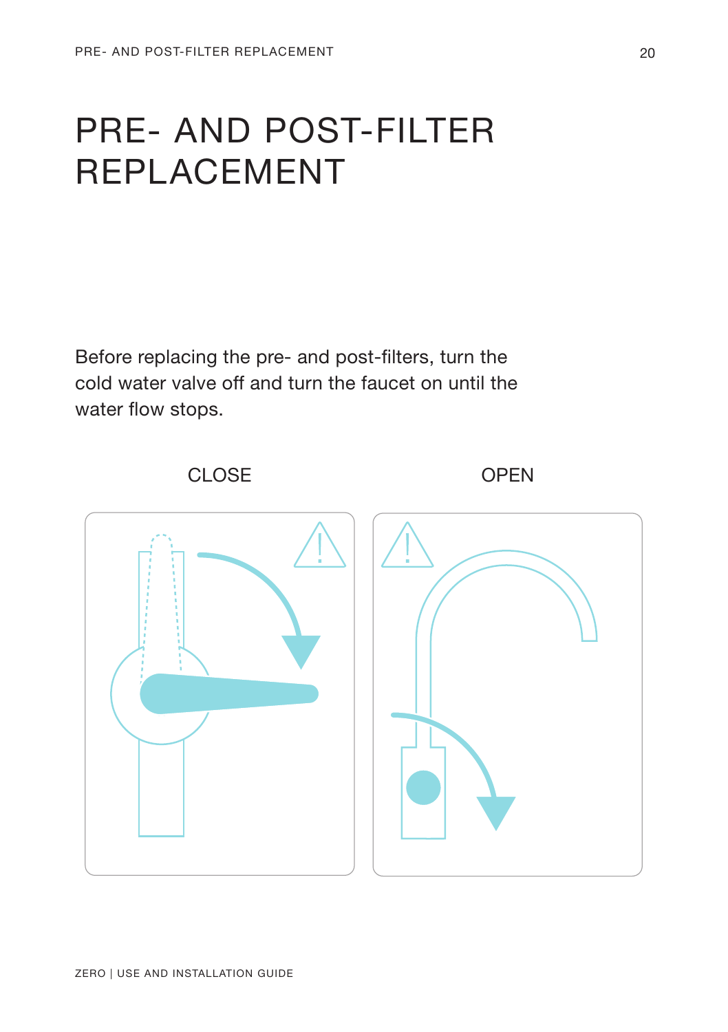# PRE- AND POST-FILTER REPLACEMENT

Before replacing the pre- and post-filters, turn the cold water valve off and turn the faucet on until the water flow stops.

CLOSE

OPEN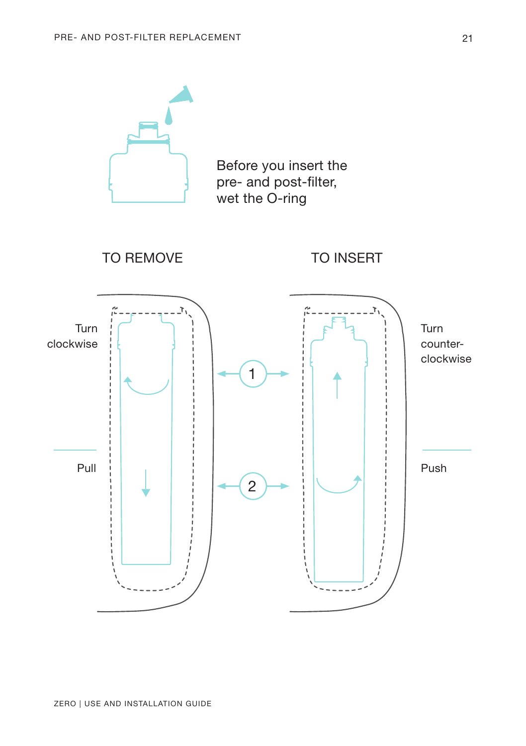Before you insert the pre- and post-filter, wet the O-ring

## TO REMOVE

1. Turn clockwise
2. Pull

## TO INSERT

1. Turn counter-clockwise
2. Push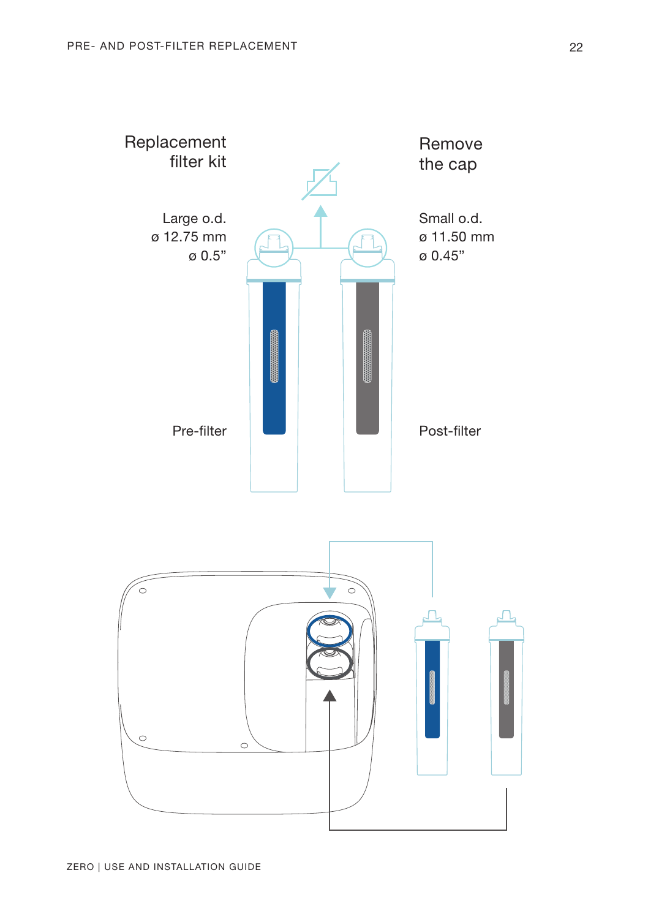Replacement filter kit

Large o.d.
ø 12.75 mm
ø 0.5"

Pre-filter

Remove the cap

Small o.d.
ø 11.50 mm
ø 0.45"

Post-filter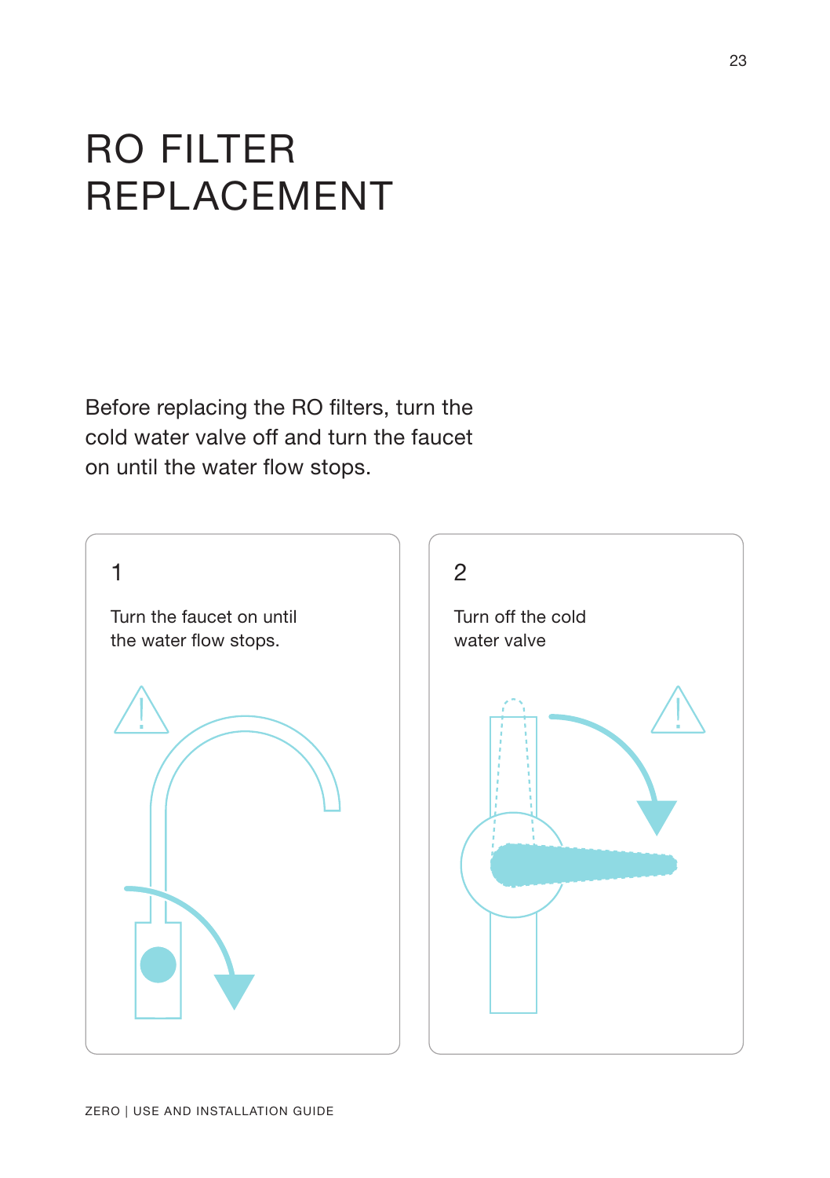# RO FILTER REPLACEMENT

Before replacing the RO filters, turn the cold water valve off and turn the faucet on until the water flow stops.

1

Turn the faucet on until the water flow stops.

2

Turn off the cold water valve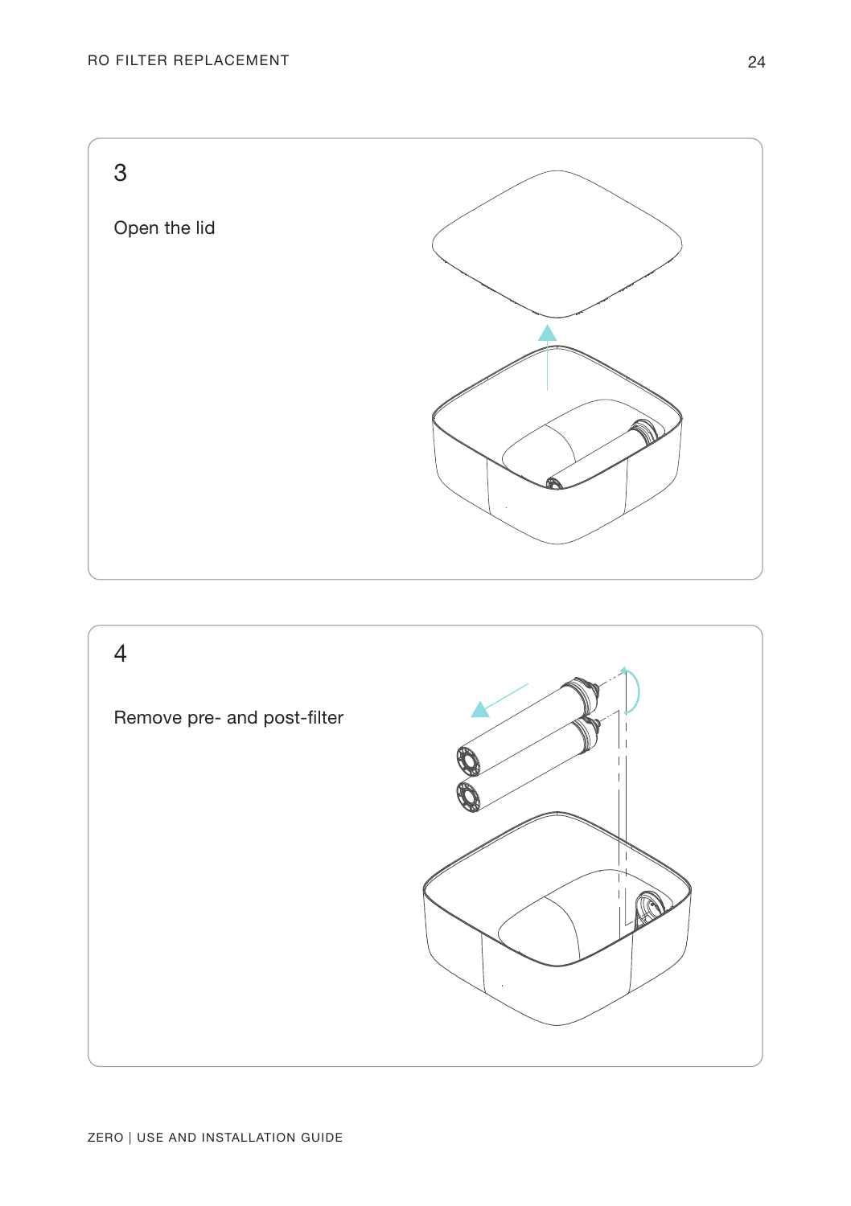3

Open the lid

4

Remove pre- and post-filter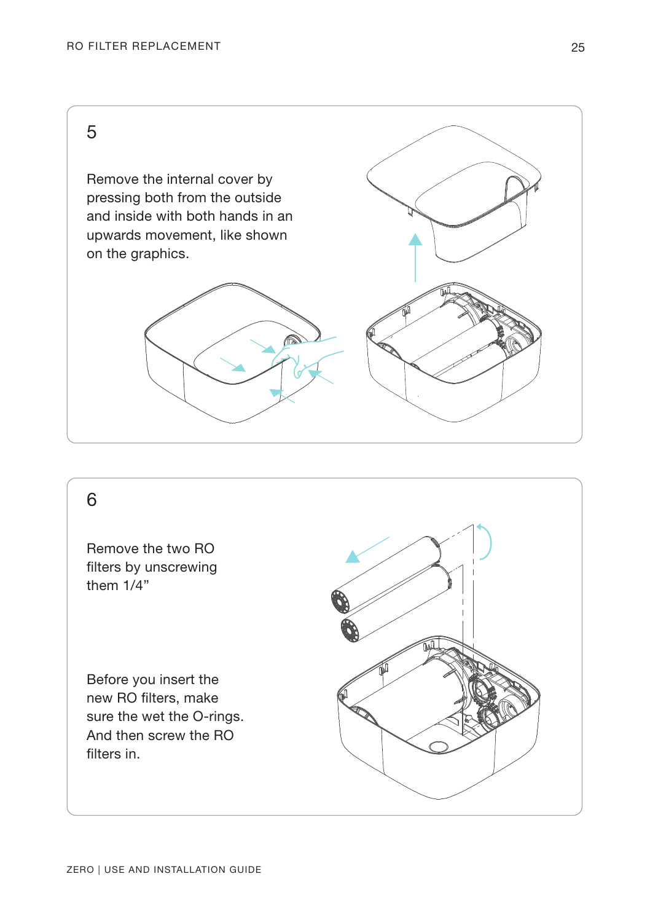5

Remove the internal cover by pressing both from the outside and inside with both hands in an upwards movement, like shown on the graphics.

6

Remove the two RO filters by unscrewing them 1/4”

Before you insert the new RO filters, make sure the wet the O-rings. And then screw the RO filters in.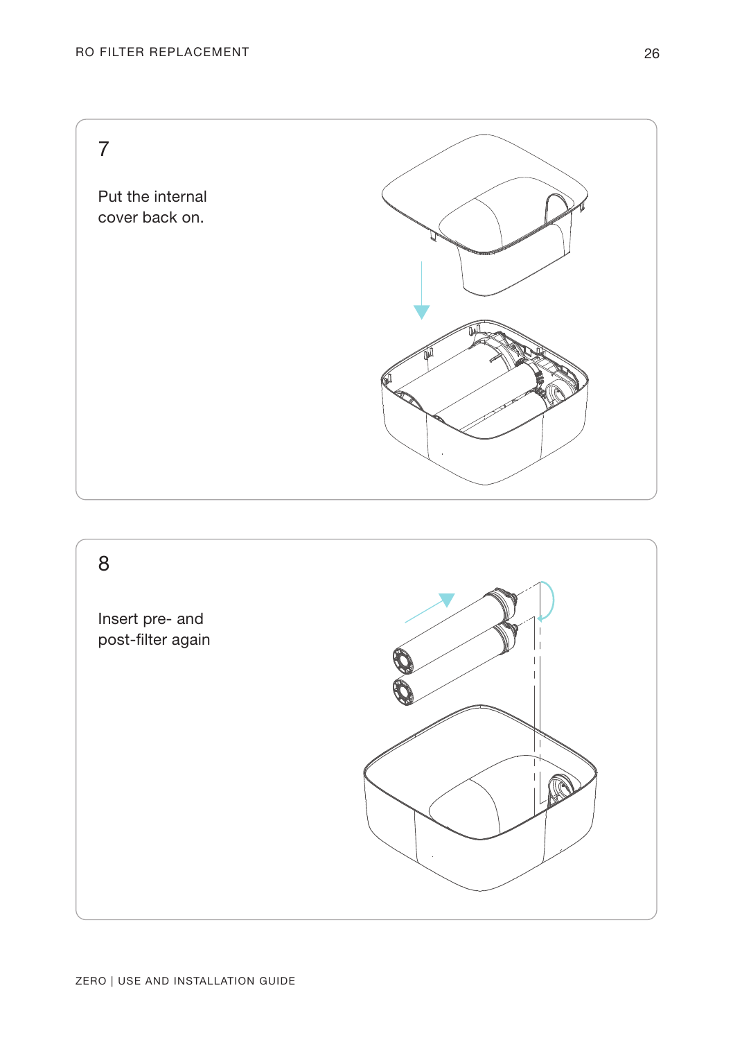7

Put the internal cover back on.

8

Insert pre- and post-filter again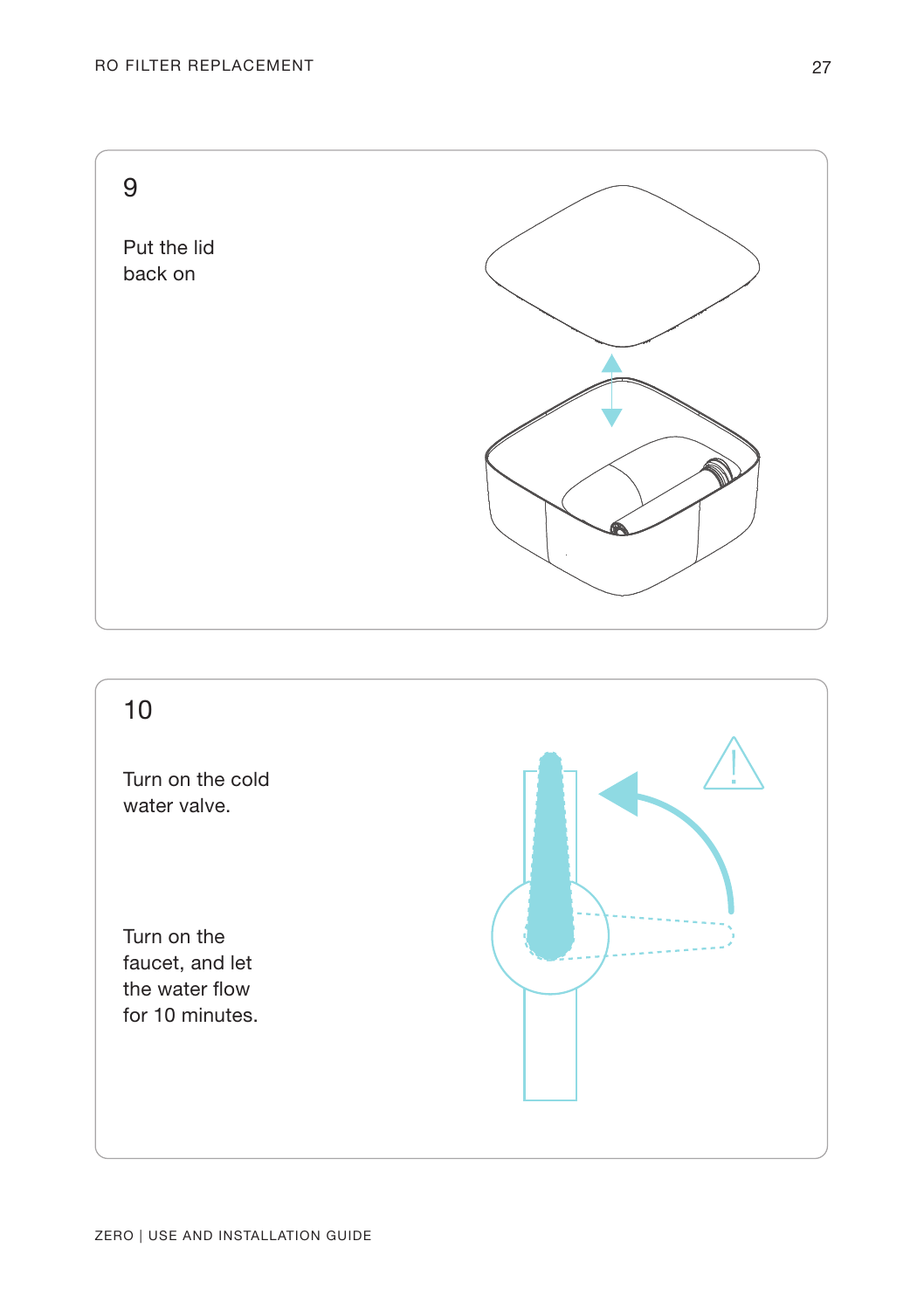## 9

Put the lid back on

## 10

Turn on the cold water valve.

Turn on the faucet, and let the water flow for 10 minutes.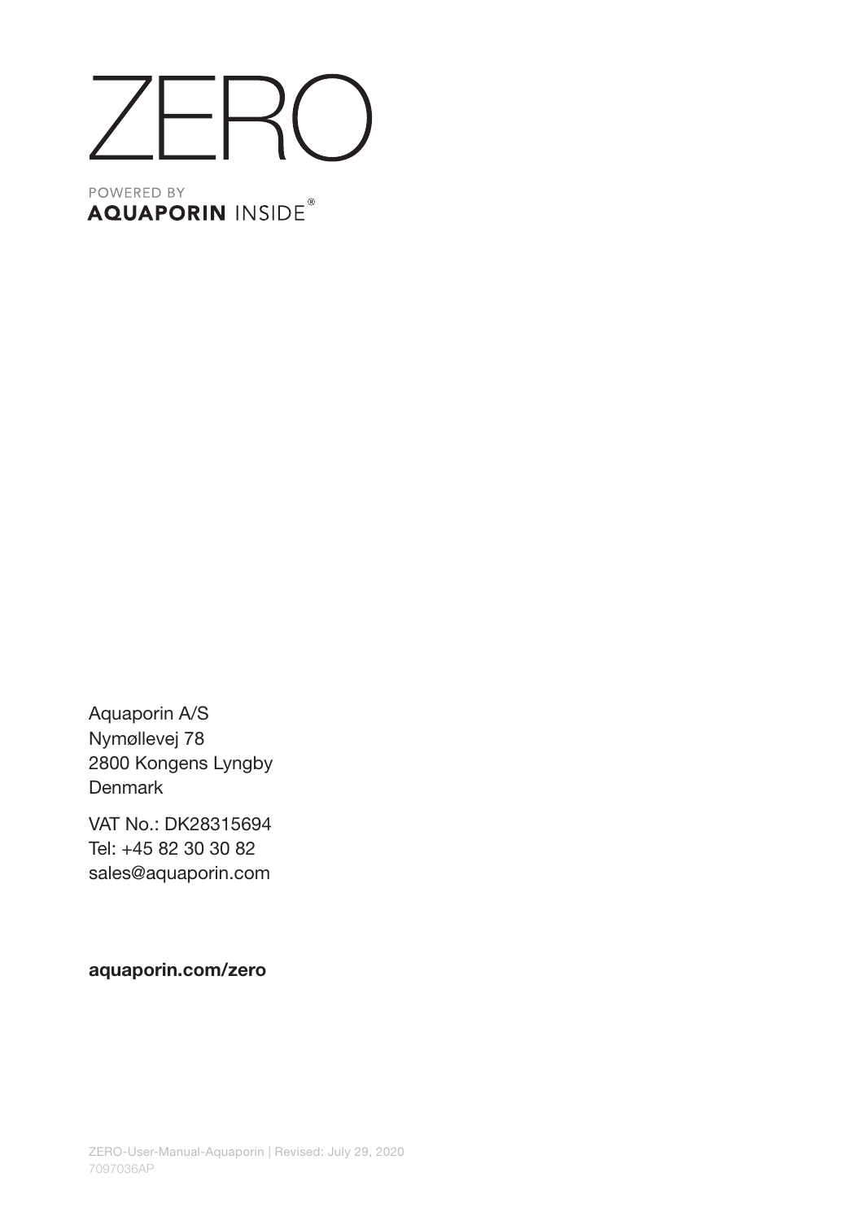# ZERO

POWERED BY
**AQUAPORIN** INSIDE®

Aquaporin A/S
Nymøllevej 78
2800 Kongens Lyngby
Denmark

VAT No.: DK28315694
Tel: +45 82 30 30 82
sales@aquaporin.com

**aquaporin.com/zero**

ZERO-User-Manual-Aquaporin | Revised: July 29, 2020
7097036AP